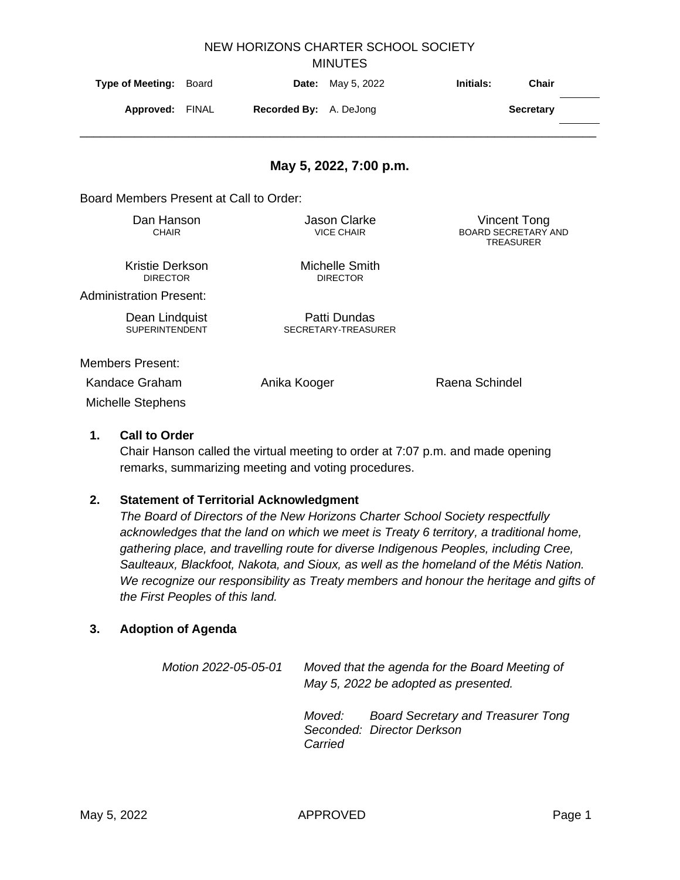NEW HORIZONS CHARTER SCHOOL SOCIETY

MINUTES

| **Type of Meeting:** Board | **Date:** May 5, 2022 | **Initials:** | **Chair** |
|---|---|---|---|
| **Approved:** FINAL | **Recorded By:** A. DeJong | | **Secretary** |

## May 5, 2022, 7:00 p.m.

Board Members Present at Call to Order:

| | | |
|---|---|---|
| Dan Hanson<br>CHAIR | Jason Clarke<br>VICE CHAIR | Vincent Tong<br>BOARD SECRETARY AND TREASURER |
| Kristie Derkson<br>DIRECTOR | Michelle Smith<br>DIRECTOR | |

Administration Present:

| | |
|---|---|
| Dean Lindquist<br>SUPERINTENDENT | Patti Dundas<br>SECRETARY-TREASURER |

Members Present:

| | | |
|---|---|---|
| Kandace Graham | Anika Kooger | Raena Schindel |
| Michelle Stephens | | |

1. **Call to Order**

   Chair Hanson called the virtual meeting to order at 7:07 p.m. and made opening remarks, summarizing meeting and voting procedures.

2. **Statement of Territorial Acknowledgment**

   *The Board of Directors of the New Horizons Charter School Society respectfully acknowledges that the land on which we meet is Treaty 6 territory, a traditional home, gathering place, and travelling route for diverse Indigenous Peoples, including Cree, Saulteaux, Blackfoot, Nakota, and Sioux, as well as the homeland of the Métis Nation. We recognize our responsibility as Treaty members and honour the heritage and gifts of the First Peoples of this land.*

3. **Adoption of Agenda**

   *Motion 2022-05-05-01* — *Moved that the agenda for the Board Meeting of May 5, 2022 be adopted as presented.*

   *Moved: Board Secretary and Treasurer Tong*
   *Seconded: Director Derkson*
   *Carried*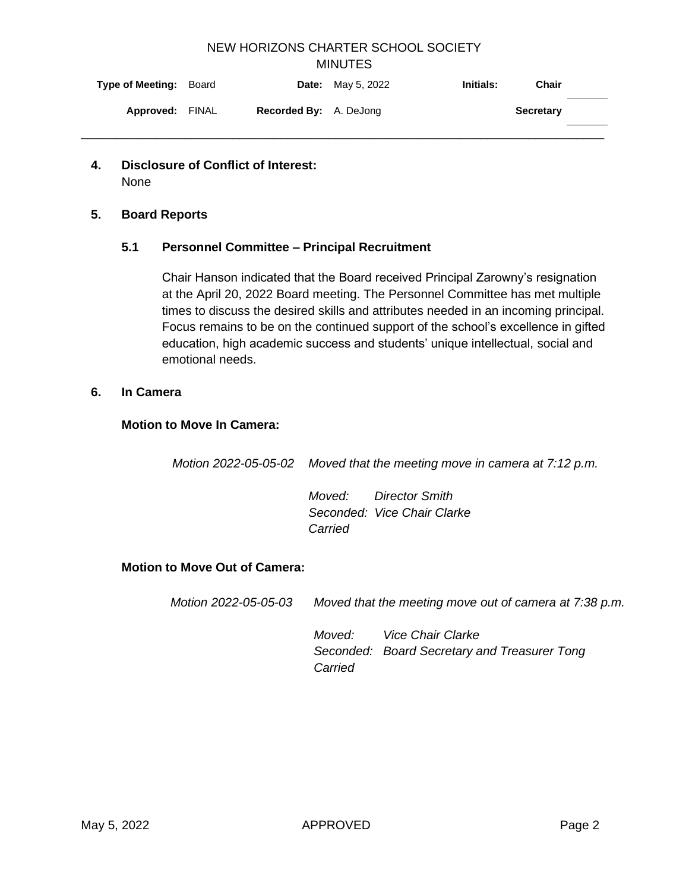NEW HORIZONS CHARTER SCHOOL SOCIETY
MINUTES

| **Type of Meeting:** Board | **Date:** May 5, 2022 | **Initials:** | **Chair** |
|---|---|---|---|
| **Approved:** FINAL | **Recorded By:** A. DeJong | | **Secretary** |

## 4. Disclosure of Conflict of Interest:

None

## 5. Board Reports

### 5.1 Personnel Committee – Principal Recruitment

Chair Hanson indicated that the Board received Principal Zarowny's resignation at the April 20, 2022 Board meeting. The Personnel Committee has met multiple times to discuss the desired skills and attributes needed in an incoming principal. Focus remains to be on the continued support of the school's excellence in gifted education, high academic success and students' unique intellectual, social and emotional needs.

## 6. In Camera

**Motion to Move In Camera:**

*Motion 2022-05-05-02* *Moved that the meeting move in camera at 7:12 p.m.*

*Moved: Director Smith*
*Seconded: Vice Chair Clarke*
*Carried*

**Motion to Move Out of Camera:**

*Motion 2022-05-05-03* *Moved that the meeting move out of camera at 7:38 p.m.*

*Moved: Vice Chair Clarke*
*Seconded: Board Secretary and Treasurer Tong*
*Carried*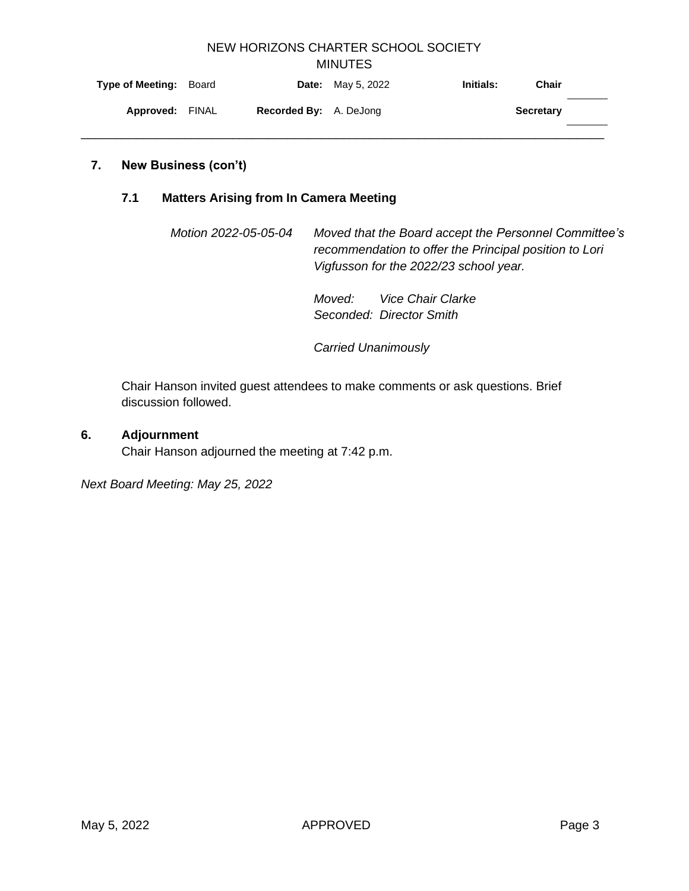**7. New Business (con't)**

**7.1 Matters Arising from In Camera Meeting**

*Motion 2022-05-05-04* *Moved that the Board accept the Personnel Committee's recommendation to offer the Principal position to Lori Vigfusson for the 2022/23 school year.*

*Moved: Vice Chair Clarke*
*Seconded: Director Smith*

*Carried Unanimously*

Chair Hanson invited guest attendees to make comments or ask questions. Brief discussion followed.

**6. Adjournment**

Chair Hanson adjourned the meeting at 7:42 p.m.

*Next Board Meeting: May 25, 2022*